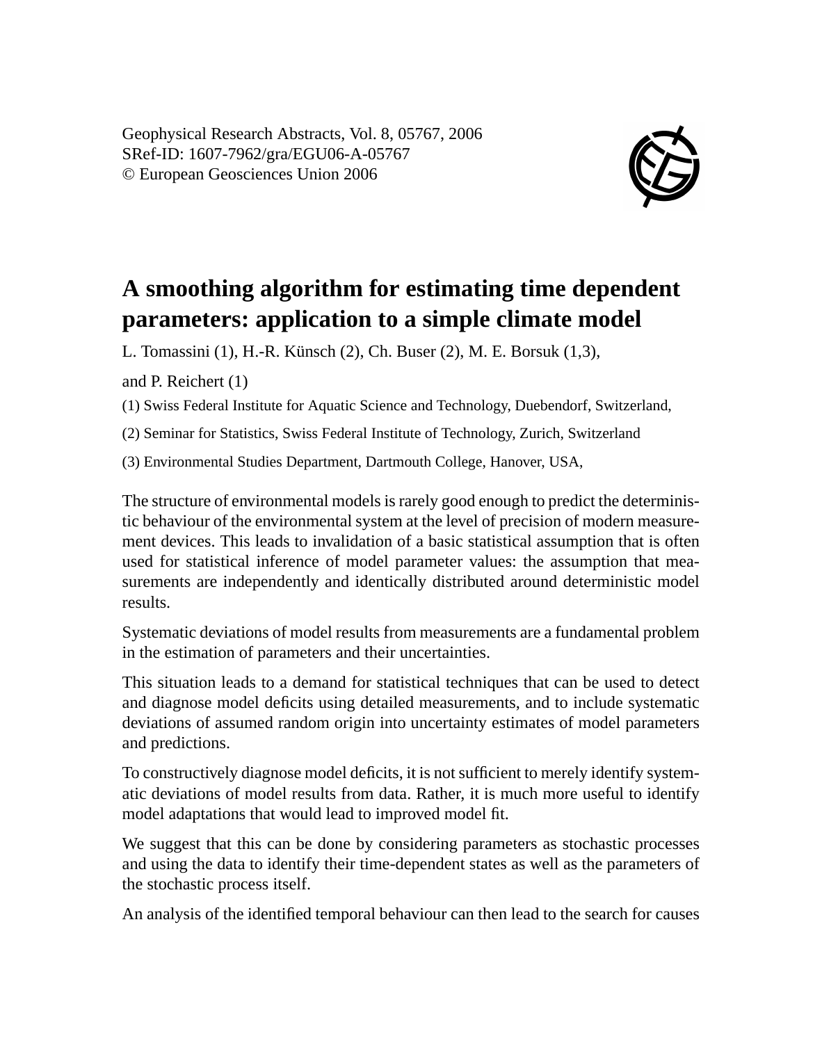Geophysical Research Abstracts, Vol. 8, 05767, 2006
SRef-ID: 1607-7962/gra/EGU06-A-05767
© European Geosciences Union 2006

# A smoothing algorithm for estimating time dependent parameters: application to a simple climate model

L. Tomassini (1), H.-R. Künsch (2), Ch. Buser (2), M. E. Borsuk (1,3), and P. Reichert (1)

(1) Swiss Federal Institute for Aquatic Science and Technology, Duebendorf, Switzerland,

(2) Seminar for Statistics, Swiss Federal Institute of Technology, Zurich, Switzerland

(3) Environmental Studies Department, Dartmouth College, Hanover, USA,

The structure of environmental models is rarely good enough to predict the deterministic behaviour of the environmental system at the level of precision of modern measurement devices. This leads to invalidation of a basic statistical assumption that is often used for statistical inference of model parameter values: the assumption that measurements are independently and identically distributed around deterministic model results.

Systematic deviations of model results from measurements are a fundamental problem in the estimation of parameters and their uncertainties.

This situation leads to a demand for statistical techniques that can be used to detect and diagnose model deficits using detailed measurements, and to include systematic deviations of assumed random origin into uncertainty estimates of model parameters and predictions.

To constructively diagnose model deficits, it is not sufficient to merely identify systematic deviations of model results from data. Rather, it is much more useful to identify model adaptations that would lead to improved model fit.

We suggest that this can be done by considering parameters as stochastic processes and using the data to identify their time-dependent states as well as the parameters of the stochastic process itself.

An analysis of the identified temporal behaviour can then lead to the search for causes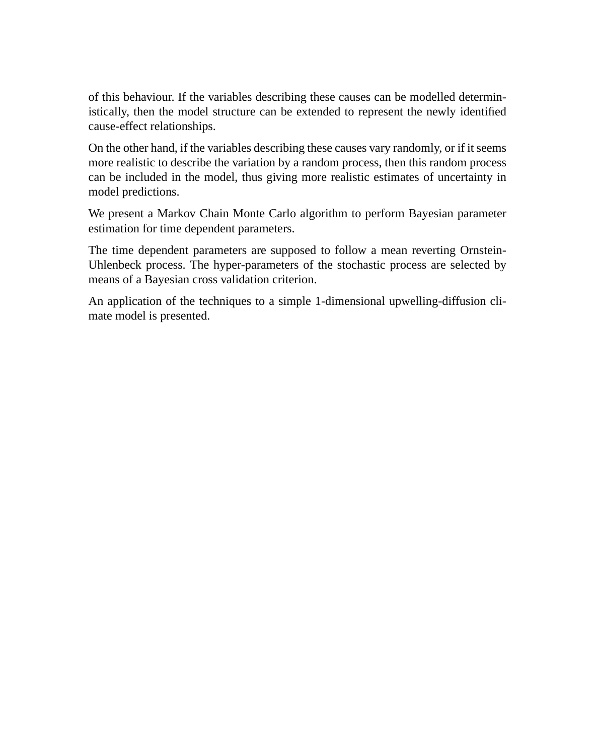of this behaviour. If the variables describing these causes can be modelled deterministically, then the model structure can be extended to represent the newly identified cause-effect relationships.

On the other hand, if the variables describing these causes vary randomly, or if it seems more realistic to describe the variation by a random process, then this random process can be included in the model, thus giving more realistic estimates of uncertainty in model predictions.

We present a Markov Chain Monte Carlo algorithm to perform Bayesian parameter estimation for time dependent parameters.

The time dependent parameters are supposed to follow a mean reverting Ornstein-Uhlenbeck process. The hyper-parameters of the stochastic process are selected by means of a Bayesian cross validation criterion.

An application of the techniques to a simple 1-dimensional upwelling-diffusion climate model is presented.